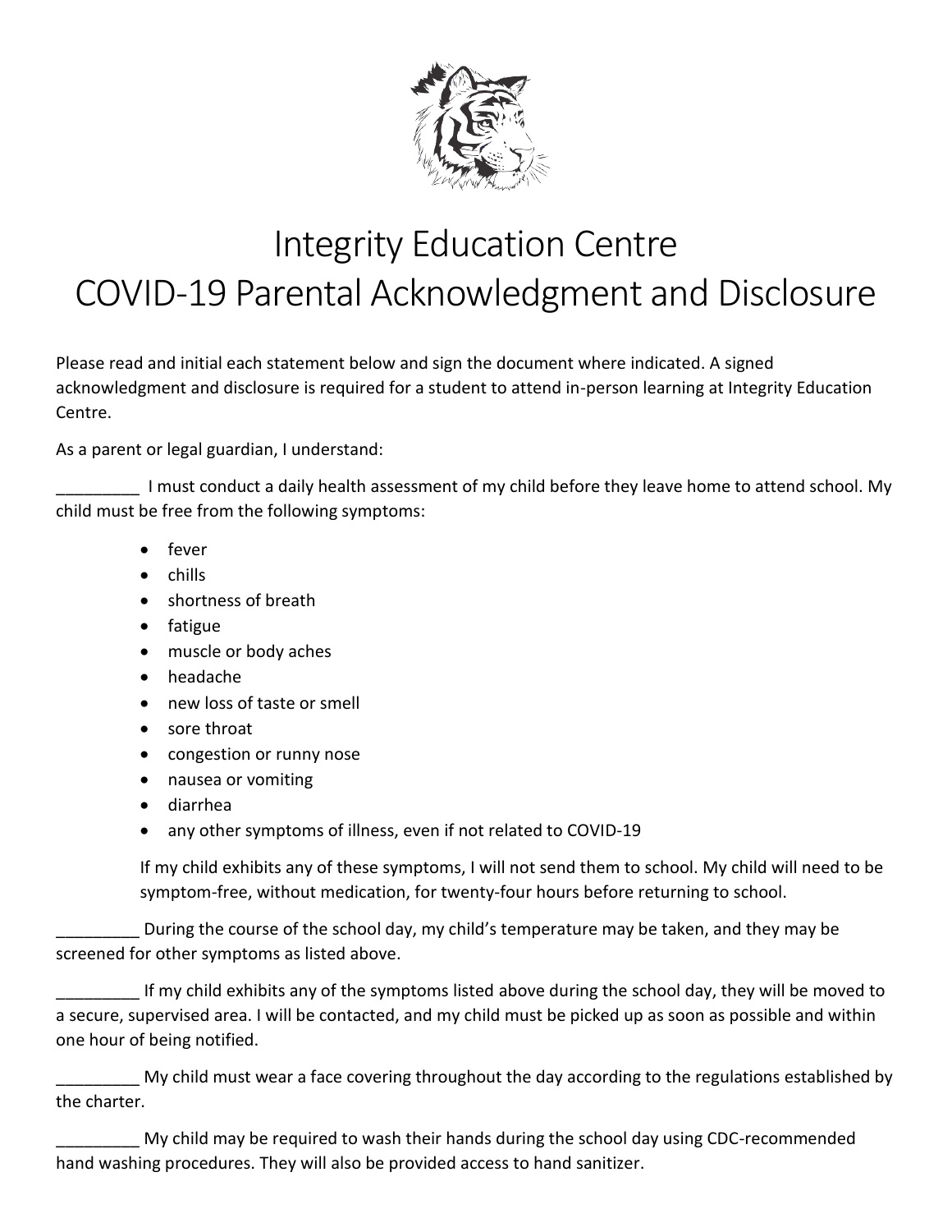# Integrity Education Centre
# COVID-19 Parental Acknowledgment and Disclosure

Please read and initial each statement below and sign the document where indicated. A signed acknowledgment and disclosure is required for a student to attend in-person learning at Integrity Education Centre.

As a parent or legal guardian, I understand:

_________ I must conduct a daily health assessment of my child before they leave home to attend school. My child must be free from the following symptoms:

- fever
- chills
- shortness of breath
- fatigue
- muscle or body aches
- headache
- new loss of taste or smell
- sore throat
- congestion or runny nose
- nausea or vomiting
- diarrhea
- any other symptoms of illness, even if not related to COVID-19

If my child exhibits any of these symptoms, I will not send them to school. My child will need to be symptom-free, without medication, for twenty-four hours before returning to school.

_________ During the course of the school day, my child's temperature may be taken, and they may be screened for other symptoms as listed above.

_________ If my child exhibits any of the symptoms listed above during the school day, they will be moved to a secure, supervised area. I will be contacted, and my child must be picked up as soon as possible and within one hour of being notified.

_________ My child must wear a face covering throughout the day according to the regulations established by the charter.

_________ My child may be required to wash their hands during the school day using CDC-recommended hand washing procedures. They will also be provided access to hand sanitizer.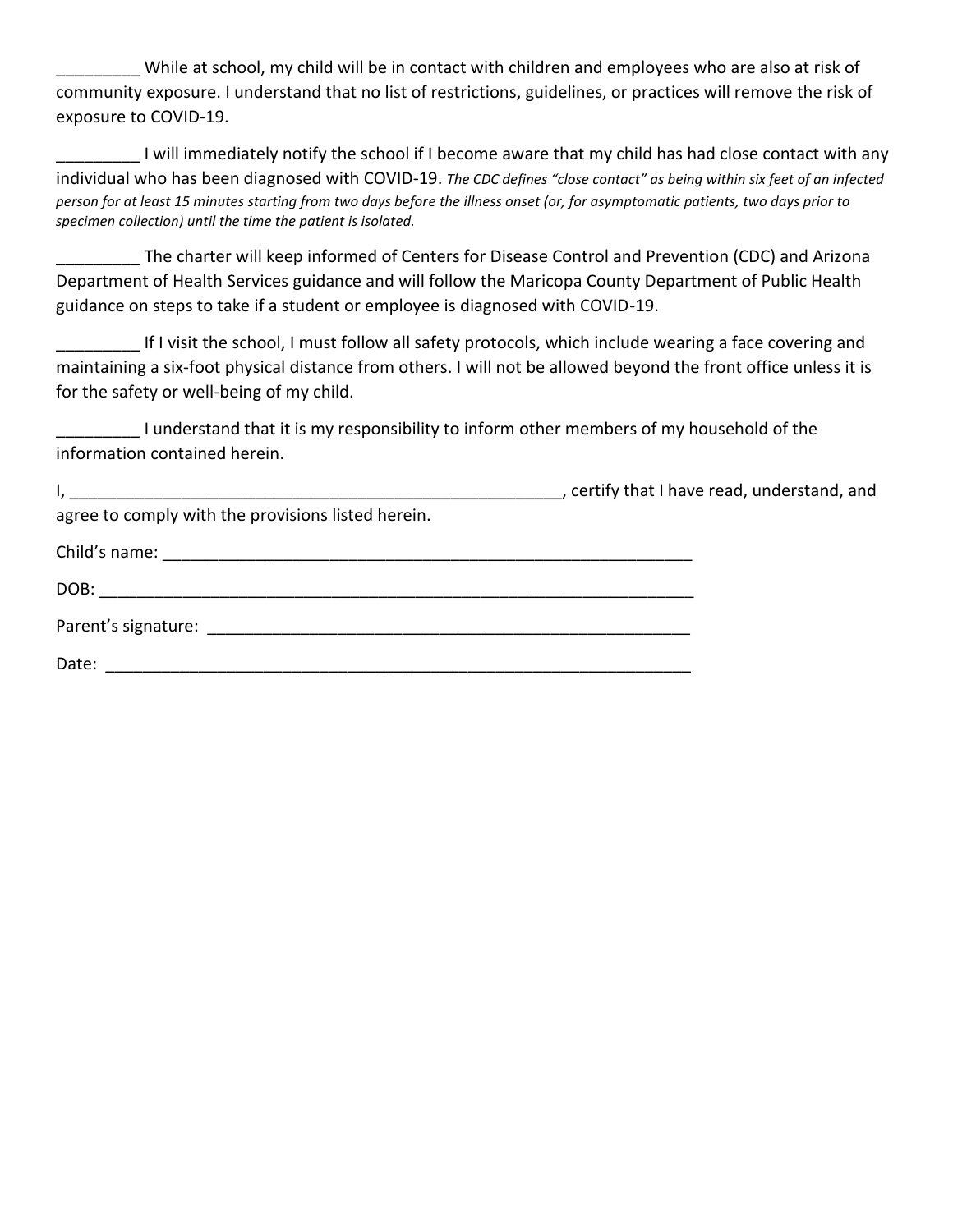_________ While at school, my child will be in contact with children and employees who are also at risk of community exposure. I understand that no list of restrictions, guidelines, or practices will remove the risk of exposure to COVID-19.

_________ I will immediately notify the school if I become aware that my child has had close contact with any individual who has been diagnosed with COVID-19. *The CDC defines "close contact" as being within six feet of an infected person for at least 15 minutes starting from two days before the illness onset (or, for asymptomatic patients, two days prior to specimen collection) until the time the patient is isolated.*

_________ The charter will keep informed of Centers for Disease Control and Prevention (CDC) and Arizona Department of Health Services guidance and will follow the Maricopa County Department of Public Health guidance on steps to take if a student or employee is diagnosed with COVID-19.

_________ If I visit the school, I must follow all safety protocols, which include wearing a face covering and maintaining a six-foot physical distance from others. I will not be allowed beyond the front office unless it is for the safety or well-being of my child.

_________ I understand that it is my responsibility to inform other members of my household of the information contained herein.

I, _______________________________________________________, certify that I have read, understand, and agree to comply with the provisions listed herein.

Child's name: ___________________________________________________________

DOB: ___________________________________________________________________

Parent's signature: ______________________________________________________

Date: __________________________________________________________________